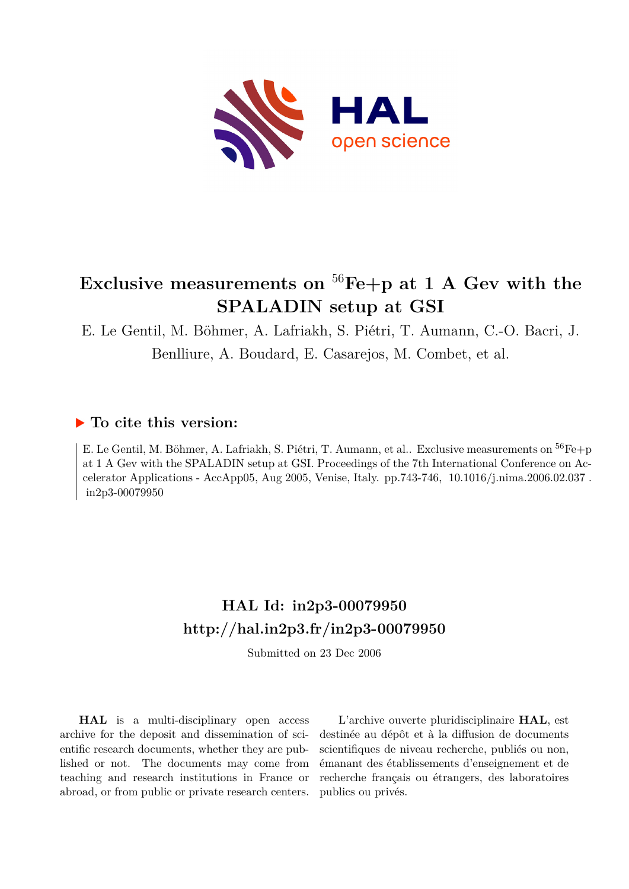# Exclusive measurements on $^{56}$Fe+p at 1 A Gev with the SPALADIN setup at GSI

E. Le Gentil, M. Böhmer, A. Lafriakh, S. Piétri, T. Aumann, C.-O. Bacri, J. Benlliure, A. Boudard, E. Casarejos, M. Combet, et al.

### ▶ To cite this version:

E. Le Gentil, M. Böhmer, A. Lafriakh, S. Piétri, T. Aumann, et al.. Exclusive measurements on $^{56}$Fe+p at 1 A Gev with the SPALADIN setup at GSI. Proceedings of the 7th International Conference on Accelerator Applications - AccApp05, Aug 2005, Venise, Italy. pp.743-746, 10.1016/j.nima.2006.02.037 . in2p3-00079950

## HAL Id: in2p3-00079950
## http://hal.in2p3.fr/in2p3-00079950

Submitted on 23 Dec 2006

**HAL** is a multi-disciplinary open access archive for the deposit and dissemination of scientific research documents, whether they are published or not. The documents may come from teaching and research institutions in France or abroad, or from public or private research centers.

L'archive ouverte pluridisciplinaire **HAL**, est destinée au dépôt et à la diffusion de documents scientifiques de niveau recherche, publiés ou non, émanant des établissements d'enseignement et de recherche français ou étrangers, des laboratoires publics ou privés.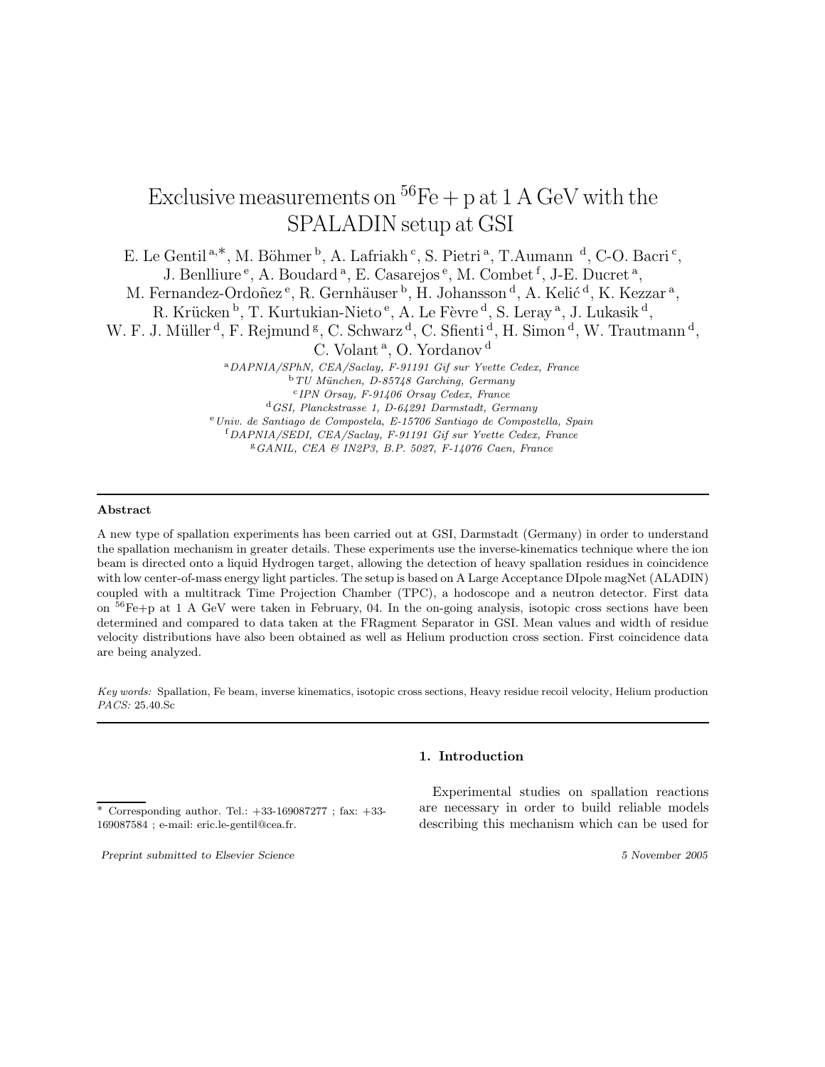# Exclusive measurements on $^{56}$Fe + p at 1 A GeV with the SPALADIN setup at GSI

E. Le Gentil [a,*], M. Böhmer [b], A. Lafriakh [c], S. Pietri [a], T.Aumann [d], C-O. Bacri [c], J. Benlliure [e], A. Boudard [a], E. Casarejos [e], M. Combet [f], J-E. Ducret [a], M. Fernandez-Ordoñez [e], R. Gernhäuser [b], H. Johansson [d], A. Kelić [d], K. Kezzar [a], R. Krücken [b], T. Kurtukian-Nieto [e], A. Le Fèvre [d], S. Leray [a], J. Lukasik [d], W. F. J. Müller [d], F. Rejmund [g], C. Schwarz [d], C. Sfienti [d], H. Simon [d], W. Trautmann [d], C. Volant [a], O. Yordanov [d]

[a] *DAPNIA/SPhN, CEA/Saclay, F-91191 Gif sur Yvette Cedex, France*
[b] *TU München, D-85748 Garching, Germany*
[c] *IPN Orsay, F-91406 Orsay Cedex, France*
[d] *GSI, Planckstrasse 1, D-64291 Darmstadt, Germany*
[e] *Univ. de Santiago de Compostela, E-15706 Santiago de Compostella, Spain*
[f] *DAPNIA/SEDI, CEA/Saclay, F-91191 Gif sur Yvette Cedex, France*
[g] *GANIL, CEA & IN2P3, B.P. 5027, F-14076 Caen, France*

## Abstract

A new type of spallation experiments has been carried out at GSI, Darmstadt (Germany) in order to understand the spallation mechanism in greater details. These experiments use the inverse-kinematics technique where the ion beam is directed onto a liquid Hydrogen target, allowing the detection of heavy spallation residues in coincidence with low center-of-mass energy light particles. The setup is based on A Large Acceptance DIpole magNet (ALADIN) coupled with a multitrack Time Projection Chamber (TPC), a hodoscope and a neutron detector. First data on $^{56}$Fe+p at 1 A GeV were taken in February, 04. In the on-going analysis, isotopic cross sections have been determined and compared to data taken at the FRagment Separator in GSI. Mean values and width of residue velocity distributions have also been obtained as well as Helium production cross section. First coincidence data are being analyzed.

*Key words:* Spallation, Fe beam, inverse kinematics, isotopic cross sections, Heavy residue recoil velocity, Helium production
*PACS:* 25.40.Sc

## 1. Introduction

Experimental studies on spallation reactions are necessary in order to build reliable models describing this mechanism which can be used for

\* Corresponding author. Tel.: +33-169087277 ; fax: +33-169087584 ; e-mail: eric.le-gentil@cea.fr.

*Preprint submitted to Elsevier Science* 5 November 2005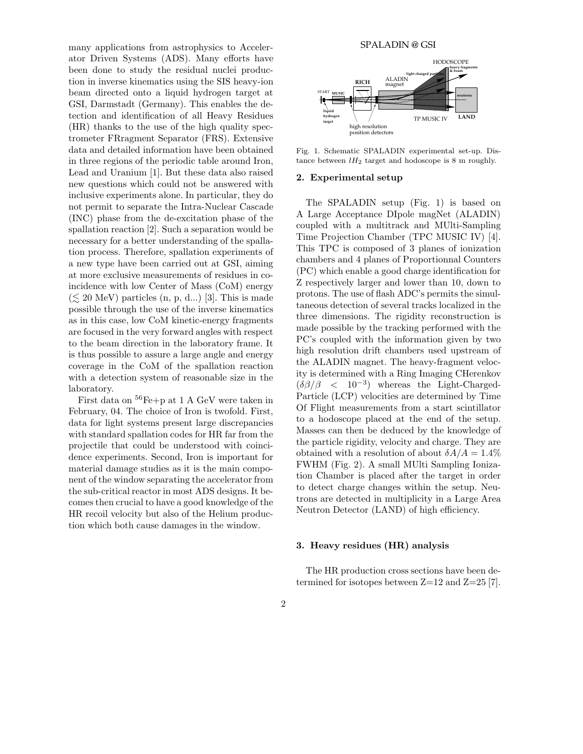many applications from astrophysics to Accelerator Driven Systems (ADS). Many efforts have been done to study the residual nuclei production in inverse kinematics using the SIS heavy-ion beam directed onto a liquid hydrogen target at GSI, Darmstadt (Germany). This enables the detection and identification of all Heavy Residues (HR) thanks to the use of the high quality spectrometer FRagment Separator (FRS). Extensive data and detailed information have been obtained in three regions of the periodic table around Iron, Lead and Uranium [1]. But these data also raised new questions which could not be answered with inclusive experiments alone. In particular, they do not permit to separate the Intra-Nuclear Cascade (INC) phase from the de-excitation phase of the spallation reaction [2]. Such a separation would be necessary for a better understanding of the spallation process. Therefore, spallation experiments of a new type have been carried out at GSI, aiming at more exclusive measurements of residues in coincidence with low Center of Mass (CoM) energy ($\lesssim$ 20 MeV) particles (n, p, d...) [3]. This is made possible through the use of the inverse kinematics as in this case, low CoM kinetic-energy fragments are focused in the very forward angles with respect to the beam direction in the laboratory frame. It is thus possible to assure a large angle and energy coverage in the CoM of the spallation reaction with a detection system of reasonable size in the laboratory.

First data on $^{56}$Fe+p at 1 A GeV were taken in February, 04. The choice of Iron is twofold. First, data for light systems present large discrepancies with standard spallation codes for HR far from the projectile that could be understood with coincidence experiments. Second, Iron is important for material damage studies as it is the main component of the window separating the accelerator from the sub-critical reactor in most ADS designs. It becomes then crucial to have a good knowledge of the HR recoil velocity but also of the Helium production which both cause damages in the window.

SPALADIN @ GSI

Fig. 1. Schematic SPALADIN experimental set-up. Distance between $lH_2$ target and hodoscope is 8 m roughly.

## 2. Experimental setup

The SPALADIN setup (Fig. 1) is based on A Large Acceptance DIpole magNet (ALADIN) coupled with a multitrack and MUlti-Sampling Time Projection Chamber (TPC MUSIC IV) [4]. This TPC is composed of 3 planes of ionization chambers and 4 planes of Proportionnal Counters (PC) which enable a good charge identification for Z respectively larger and lower than 10, down to protons. The use of flash ADC's permits the simultaneous detection of several tracks localized in the three dimensions. The rigidity reconstruction is made possible by the tracking performed with the PC's coupled with the information given by two high resolution drift chambers used upstream of the ALADIN magnet. The heavy-fragment velocity is determined with a Ring Imaging CHerenkov ($\delta\beta/\beta < 10^{-3}$) whereas the Light-Charged-Particle (LCP) velocities are determined by Time Of Flight measurements from a start scintillator to a hodoscope placed at the end of the setup. Masses can then be deduced by the knowledge of the particle rigidity, velocity and charge. They are obtained with a resolution of about $\delta A/A = 1.4\%$ FWHM (Fig. 2). A small MUlti Sampling Ionization Chamber is placed after the target in order to detect charge changes within the setup. Neutrons are detected in multiplicity in a Large Area Neutron Detector (LAND) of high efficiency.

## 3. Heavy residues (HR) analysis

The HR production cross sections have been determined for isotopes between Z=12 and Z=25 [7].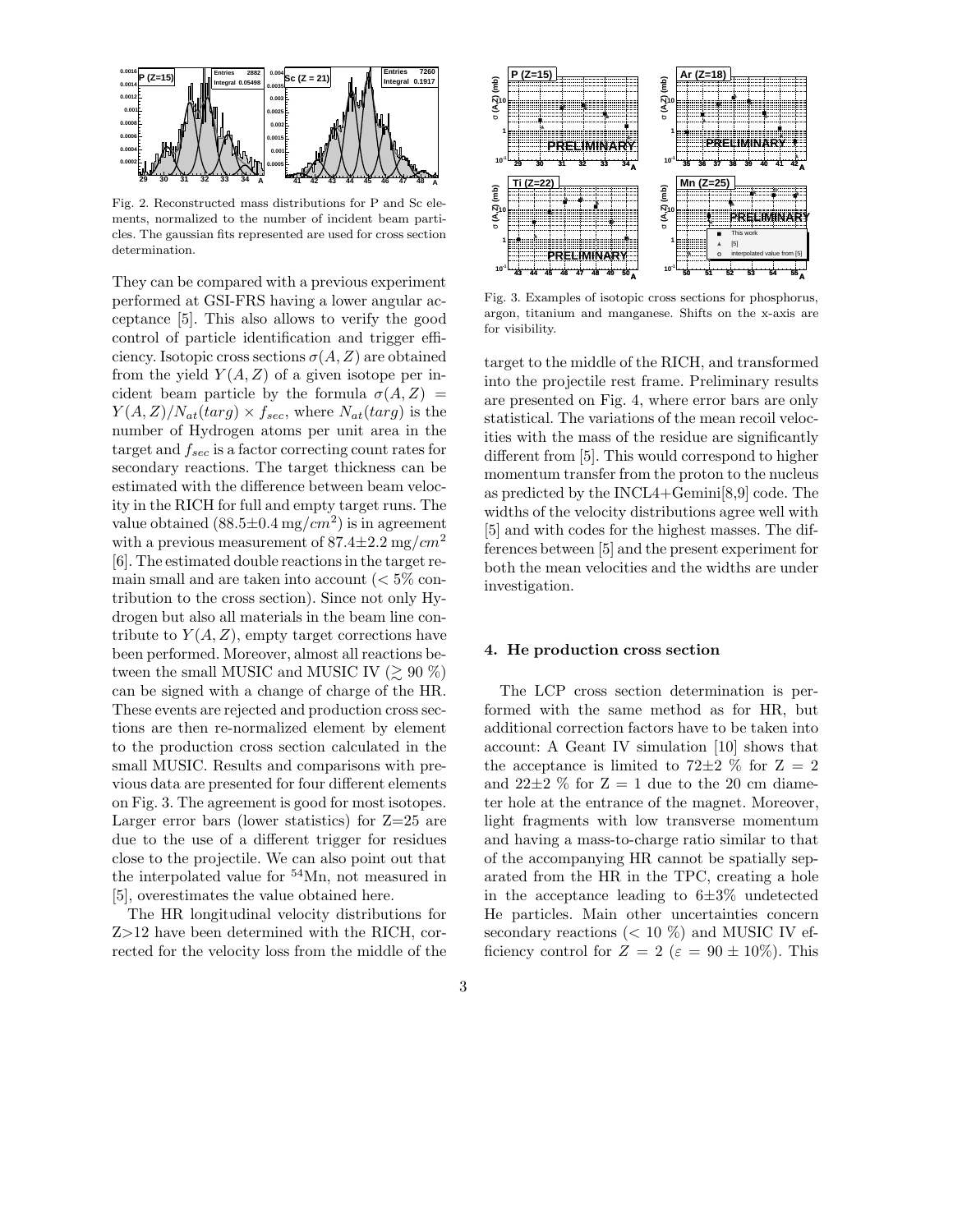Fig. 2. Reconstructed mass distributions for P and Sc elements, normalized to the number of incident beam particles. The gaussian fits represented are used for cross section determination.

They can be compared with a previous experiment performed at GSI-FRS having a lower angular acceptance [5]. This also allows to verify the good control of particle identification and trigger efficiency. Isotopic cross sections $\sigma(A, Z)$ are obtained from the yield $Y(A, Z)$ of a given isotope per incident beam particle by the formula $\sigma(A, Z) = Y(A, Z)/N_{at}(targ) \times f_{sec}$, where $N_{at}(targ)$ is the number of Hydrogen atoms per unit area in the target and $f_{sec}$ is a factor correcting count rates for secondary reactions. The target thickness can be estimated with the difference between beam velocity in the RICH for full and empty target runs. The value obtained ($88.5\pm0.4\,\mathrm{mg}/cm^2$) is in agreement with a previous measurement of $87.4\pm2.2\,\mathrm{mg}/cm^2$ [6]. The estimated double reactions in the target remain small and are taken into account ($< 5\%$ contribution to the cross section). Since not only Hydrogen but also all materials in the beam line contribute to $Y(A, Z)$, empty target corrections have been performed. Moreover, almost all reactions between the small MUSIC and MUSIC IV ($\gtrsim 90$ %) can be signed with a change of charge of the HR. These events are rejected and production cross sections are then re-normalized element by element to the production cross section calculated in the small MUSIC. Results and comparisons with previous data are presented for four different elements on Fig. 3. The agreement is good for most isotopes. Larger error bars (lower statistics) for Z=25 are due to the use of a different trigger for residues close to the projectile. We can also point out that the interpolated value for $^{54}$Mn, not measured in [5], overestimates the value obtained here.

The HR longitudinal velocity distributions for Z>12 have been determined with the RICH, corrected for the velocity loss from the middle of the target to the middle of the RICH, and transformed into the projectile rest frame. Preliminary results are presented on Fig. 4, where error bars are only statistical. The variations of the mean recoil velocities with the mass of the residue are significantly different from [5]. This would correspond to higher momentum transfer from the proton to the nucleus as predicted by the INCL4+Gemini[8,9] code. The widths of the velocity distributions agree well with [5] and with codes for the highest masses. The differences between [5] and the present experiment for both the mean velocities and the widths are under investigation.

Fig. 3. Examples of isotopic cross sections for phosphorus, argon, titanium and manganese. Shifts on the x-axis are for visibility.

## 4. He production cross section

The LCP cross section determination is performed with the same method as for HR, but additional correction factors have to be taken into account: A Geant IV simulation [10] shows that the acceptance is limited to 72±2 % for Z = 2 and 22±2 % for Z = 1 due to the 20 cm diameter hole at the entrance of the magnet. Moreover, light fragments with low transverse momentum and having a mass-to-charge ratio similar to that of the accompanying HR cannot be spatially separated from the HR in the TPC, creating a hole in the acceptance leading to 6±3% undetected He particles. Main other uncertainties concern secondary reactions (< 10 %) and MUSIC IV efficiency control for $Z = 2$ ($\varepsilon = 90 \pm 10\%$). This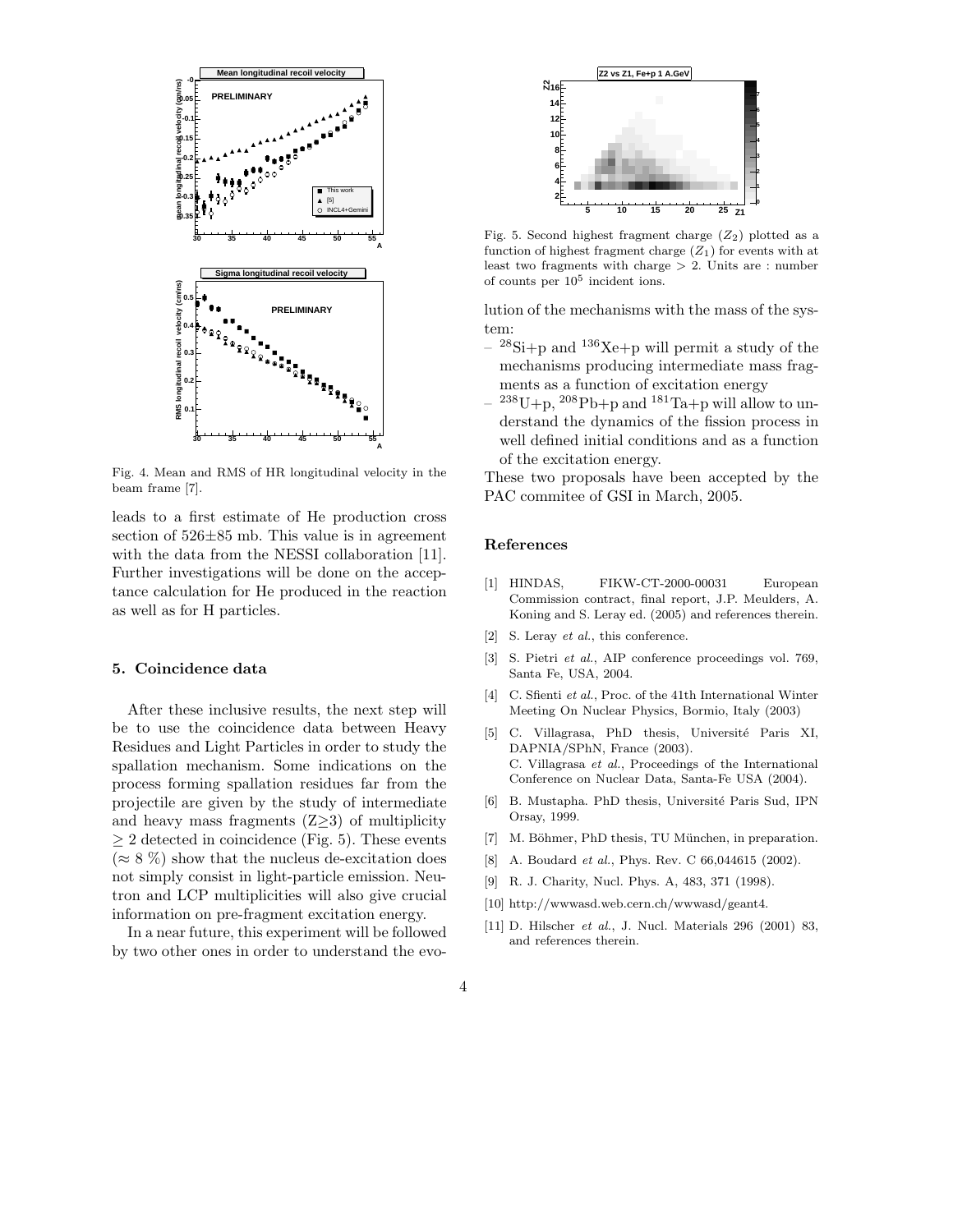Mean longitudinal recoil velocity

PRELIMINARY

mean longitudinal recoil velocity (cm/ns)

-0

-0.05

-0.1

-0.15

-0.2

-0.25

-0.3

-0.35

30 35 40 45 50 55

A

This work

[5]

INCL4+Gemini

Sigma longitudinal recoil velocity

PRELIMINARY

RMS longitudinal recoil velocity (cm/ns)

0.5

0.4

0.3

0.2

0.1

30 35 40 45 50 55

A

Fig. 4. Mean and RMS of HR longitudinal velocity in the beam frame [7].

leads to a first estimate of He production cross section of 526±85 mb. This value is in agreement with the data from the NESSI collaboration [11]. Further investigations will be done on the acceptance calculation for He produced in the reaction as well as for H particles.

### 5. Coincidence data

After these inclusive results, the next step will be to use the coincidence data between Heavy Residues and Light Particles in order to study the spallation mechanism. Some indications on the process forming spallation residues far from the projectile are given by the study of intermediate and heavy mass fragments ($Z \geq 3$) of multiplicity $\geq 2$ detected in coincidence (Fig. 5). These events ($\approx 8$ %) show that the nucleus de-excitation does not simply consist in light-particle emission. Neutron and LCP multiplicities will also give crucial information on pre-fragment excitation energy.

In a near future, this experiment will be followed by two other ones in order to understand the evolution of the mechanisms with the mass of the system:

- $^{28}$Si+p and $^{136}$Xe+p will permit a study of the mechanisms producing intermediate mass fragments as a function of excitation energy
- $^{238}$U+p, $^{208}$Pb+p and $^{181}$Ta+p will allow to understand the dynamics of the fission process in well defined initial conditions and as a function of the excitation energy.

These two proposals have been accepted by the PAC commitee of GSI in March, 2005.

Z2 vs Z1, Fe+p 1 A.GeV

Z2

16 14 12 10 8 6 4 2

5 10 15 20 25 Z1

7 6 5 4 3 2 1 0

Fig. 5. Second highest fragment charge ($Z_2$) plotted as a function of highest fragment charge ($Z_1$) for events with at least two fragments with charge $> 2$. Units are : number of counts per $10^5$ incident ions.

### References

[1] HINDAS, FIKW-CT-2000-00031 European Commission contract, final report, J.P. Meulders, A. Koning and S. Leray ed. (2005) and references therein.

[2] S. Leray *et al.*, this conference.

[3] S. Pietri *et al.*, AIP conference proceedings vol. 769, Santa Fe, USA, 2004.

[4] C. Sfienti *et al.*, Proc. of the 41th International Winter Meeting On Nuclear Physics, Bormio, Italy (2003)

[5] C. Villagrasa, PhD thesis, Université Paris XI, DAPNIA/SPhN, France (2003).
C. Villagrasa *et al.*, Proceedings of the International Conference on Nuclear Data, Santa-Fe USA (2004).

[6] B. Mustapha. PhD thesis, Université Paris Sud, IPN Orsay, 1999.

[7] M. Böhmer, PhD thesis, TU München, in preparation.

[8] A. Boudard *et al.*, Phys. Rev. C 66,044615 (2002).

[9] R. J. Charity, Nucl. Phys. A, 483, 371 (1998).

[10] http://wwwasd.web.cern.ch/wwwasd/geant4.

[11] D. Hilscher *et al.*, J. Nucl. Materials 296 (2001) 83, and references therein.